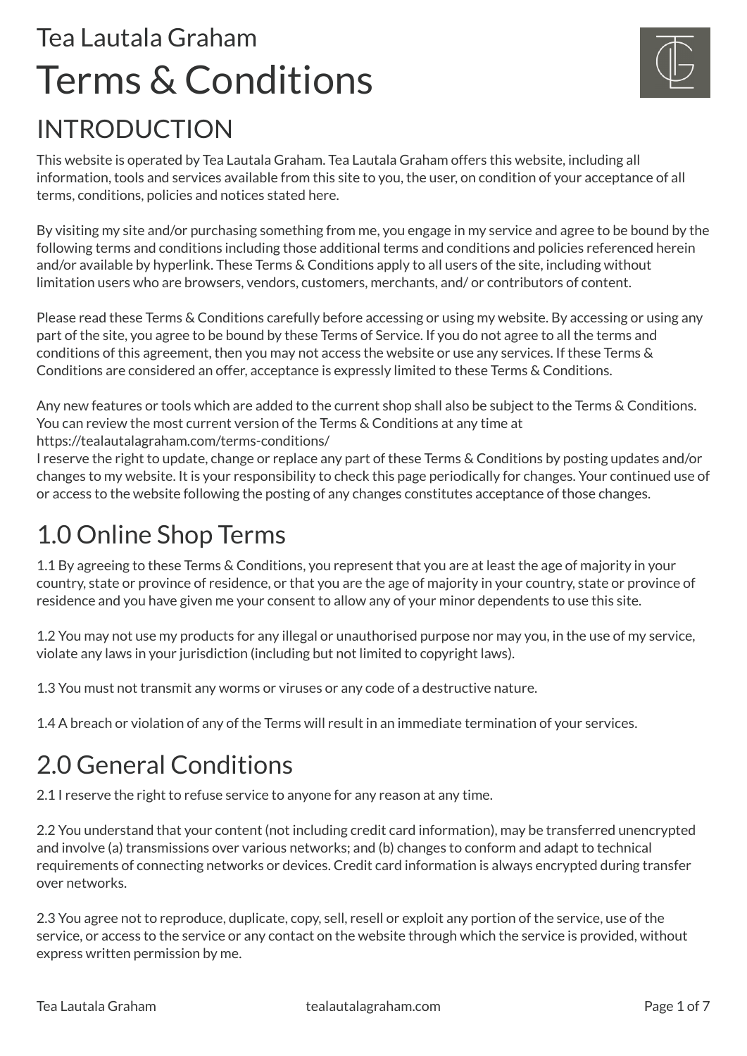Tea Lautala Graham

# Terms & Conditions

## INTRODUCTION

This website is operated by Tea Lautala Graham. Tea Lautala Graham offers this website, including all information, tools and services available from this site to you, the user, on condition of your acceptance of all terms, conditions, policies and notices stated here.

By visiting my site and/or purchasing something from me, you engage in my service and agree to be bound by the following terms and conditions including those additional terms and conditions and policies referenced herein and/or available by hyperlink. These Terms & Conditions apply to all users of the site, including without limitation users who are browsers, vendors, customers, merchants, and/ or contributors of content.

Please read these Terms & Conditions carefully before accessing or using my website. By accessing or using any part of the site, you agree to be bound by these Terms of Service. If you do not agree to all the terms and conditions of this agreement, then you may not access the website or use any services. If these Terms & Conditions are considered an offer, acceptance is expressly limited to these Terms & Conditions.

Any new features or tools which are added to the current shop shall also be subject to the Terms & Conditions. You can review the most current version of the Terms & Conditions at any time at https://tealautalagraham.com/terms-conditions/
I reserve the right to update, change or replace any part of these Terms & Conditions by posting updates and/or changes to my website. It is your responsibility to check this page periodically for changes. Your continued use of or access to the website following the posting of any changes constitutes acceptance of those changes.

## 1.0 Online Shop Terms

1.1 By agreeing to these Terms & Conditions, you represent that you are at least the age of majority in your country, state or province of residence, or that you are the age of majority in your country, state or province of residence and you have given me your consent to allow any of your minor dependents to use this site.

1.2 You may not use my products for any illegal or unauthorised purpose nor may you, in the use of my service, violate any laws in your jurisdiction (including but not limited to copyright laws).

1.3 You must not transmit any worms or viruses or any code of a destructive nature.

1.4 A breach or violation of any of the Terms will result in an immediate termination of your services.

## 2.0 General Conditions

2.1 I reserve the right to refuse service to anyone for any reason at any time.

2.2 You understand that your content (not including credit card information), may be transferred unencrypted and involve (a) transmissions over various networks; and (b) changes to conform and adapt to technical requirements of connecting networks or devices. Credit card information is always encrypted during transfer over networks.

2.3 You agree not to reproduce, duplicate, copy, sell, resell or exploit any portion of the service, use of the service, or access to the service or any contact on the website through which the service is provided, without express written permission by me.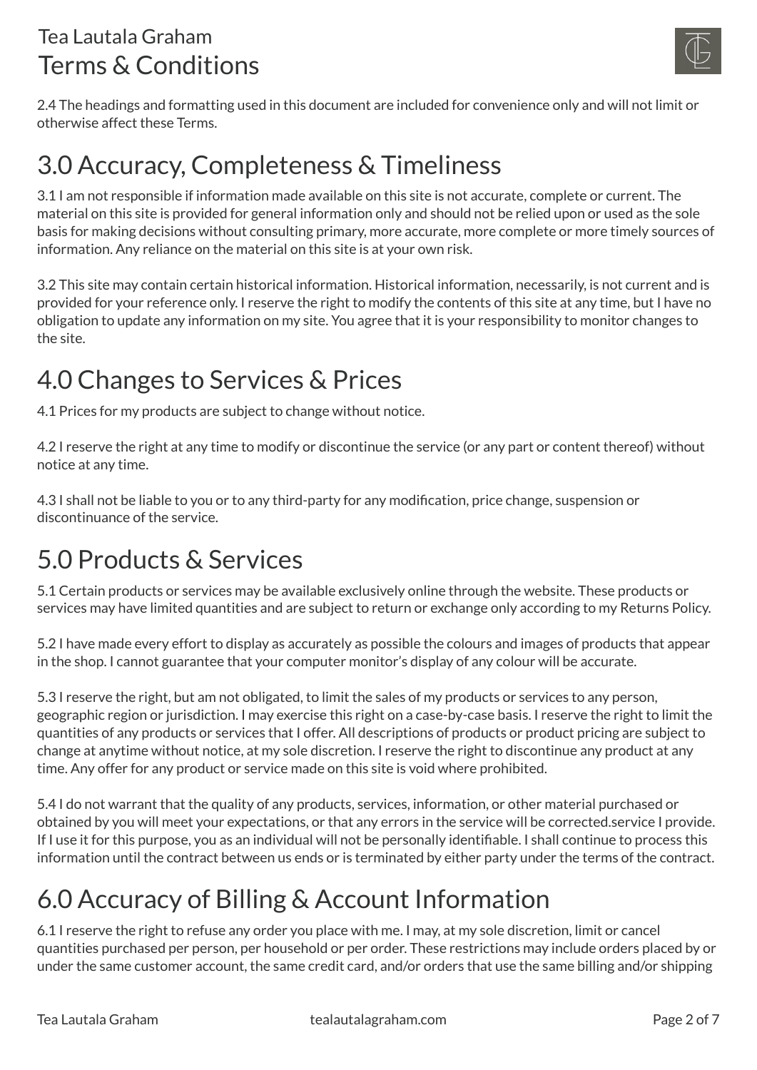2.4 The headings and formatting used in this document are included for convenience only and will not limit or otherwise affect these Terms.

## 3.0 Accuracy, Completeness & Timeliness

3.1 I am not responsible if information made available on this site is not accurate, complete or current. The material on this site is provided for general information only and should not be relied upon or used as the sole basis for making decisions without consulting primary, more accurate, more complete or more timely sources of information. Any reliance on the material on this site is at your own risk.

3.2 This site may contain certain historical information. Historical information, necessarily, is not current and is provided for your reference only. I reserve the right to modify the contents of this site at any time, but I have no obligation to update any information on my site. You agree that it is your responsibility to monitor changes to the site.

## 4.0 Changes to Services & Prices

4.1 Prices for my products are subject to change without notice.

4.2 I reserve the right at any time to modify or discontinue the service (or any part or content thereof) without notice at any time.

4.3 I shall not be liable to you or to any third-party for any modification, price change, suspension or discontinuance of the service.

## 5.0 Products & Services

5.1 Certain products or services may be available exclusively online through the website. These products or services may have limited quantities and are subject to return or exchange only according to my Returns Policy.

5.2 I have made every effort to display as accurately as possible the colours and images of products that appear in the shop. I cannot guarantee that your computer monitor's display of any colour will be accurate.

5.3 I reserve the right, but am not obligated, to limit the sales of my products or services to any person, geographic region or jurisdiction. I may exercise this right on a case-by-case basis. I reserve the right to limit the quantities of any products or services that I offer. All descriptions of products or product pricing are subject to change at anytime without notice, at my sole discretion. I reserve the right to discontinue any product at any time. Any offer for any product or service made on this site is void where prohibited.

5.4 I do not warrant that the quality of any products, services, information, or other material purchased or obtained by you will meet your expectations, or that any errors in the service will be corrected.service I provide. If I use it for this purpose, you as an individual will not be personally identifiable. I shall continue to process this information until the contract between us ends or is terminated by either party under the terms of the contract.

## 6.0 Accuracy of Billing & Account Information

6.1 I reserve the right to refuse any order you place with me. I may, at my sole discretion, limit or cancel quantities purchased per person, per household or per order. These restrictions may include orders placed by or under the same customer account, the same credit card, and/or orders that use the same billing and/or shipping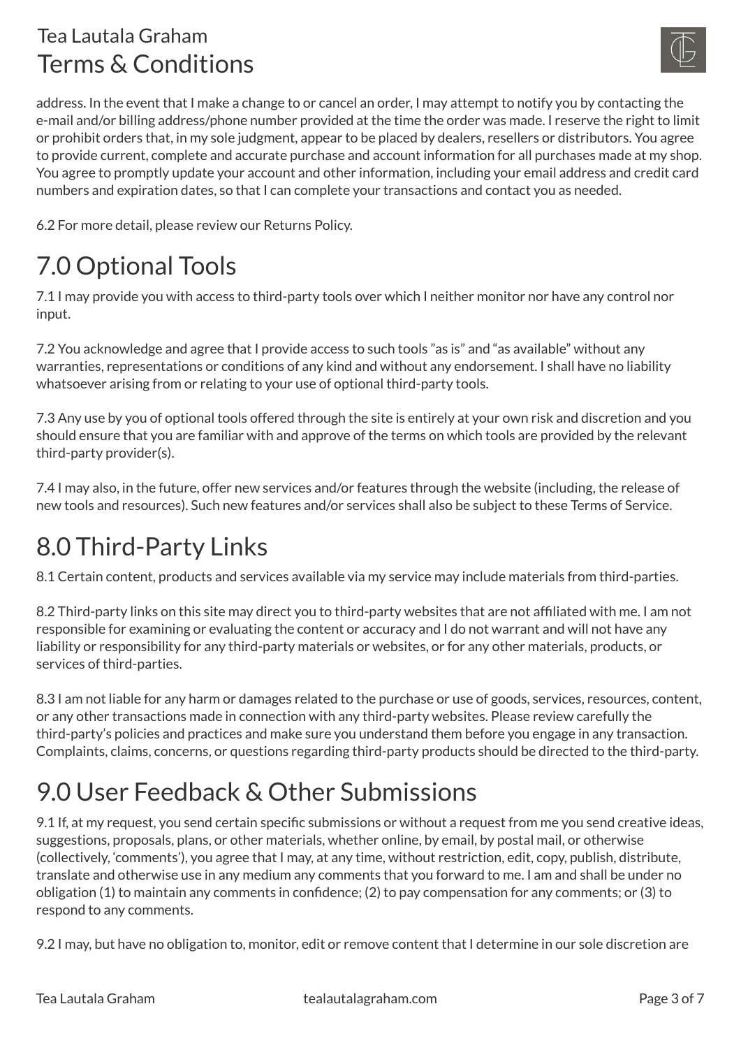address. In the event that I make a change to or cancel an order, I may attempt to notify you by contacting the e-mail and/or billing address/phone number provided at the time the order was made. I reserve the right to limit or prohibit orders that, in my sole judgment, appear to be placed by dealers, resellers or distributors. You agree to provide current, complete and accurate purchase and account information for all purchases made at my shop. You agree to promptly update your account and other information, including your email address and credit card numbers and expiration dates, so that I can complete your transactions and contact you as needed.

6.2 For more detail, please review our Returns Policy.

# 7.0 Optional Tools

7.1 I may provide you with access to third-party tools over which I neither monitor nor have any control nor input.

7.2 You acknowledge and agree that I provide access to such tools "as is" and "as available" without any warranties, representations or conditions of any kind and without any endorsement. I shall have no liability whatsoever arising from or relating to your use of optional third-party tools.

7.3 Any use by you of optional tools offered through the site is entirely at your own risk and discretion and you should ensure that you are familiar with and approve of the terms on which tools are provided by the relevant third-party provider(s).

7.4 I may also, in the future, offer new services and/or features through the website (including, the release of new tools and resources). Such new features and/or services shall also be subject to these Terms of Service.

# 8.0 Third-Party Links

8.1 Certain content, products and services available via my service may include materials from third-parties.

8.2 Third-party links on this site may direct you to third-party websites that are not affiliated with me. I am not responsible for examining or evaluating the content or accuracy and I do not warrant and will not have any liability or responsibility for any third-party materials or websites, or for any other materials, products, or services of third-parties.

8.3 I am not liable for any harm or damages related to the purchase or use of goods, services, resources, content, or any other transactions made in connection with any third-party websites. Please review carefully the third-party's policies and practices and make sure you understand them before you engage in any transaction. Complaints, claims, concerns, or questions regarding third-party products should be directed to the third-party.

# 9.0 User Feedback & Other Submissions

9.1 If, at my request, you send certain specific submissions or without a request from me you send creative ideas, suggestions, proposals, plans, or other materials, whether online, by email, by postal mail, or otherwise (collectively, 'comments'), you agree that I may, at any time, without restriction, edit, copy, publish, distribute, translate and otherwise use in any medium any comments that you forward to me. I am and shall be under no obligation (1) to maintain any comments in confidence; (2) to pay compensation for any comments; or (3) to respond to any comments.

9.2 I may, but have no obligation to, monitor, edit or remove content that I determine in our sole discretion are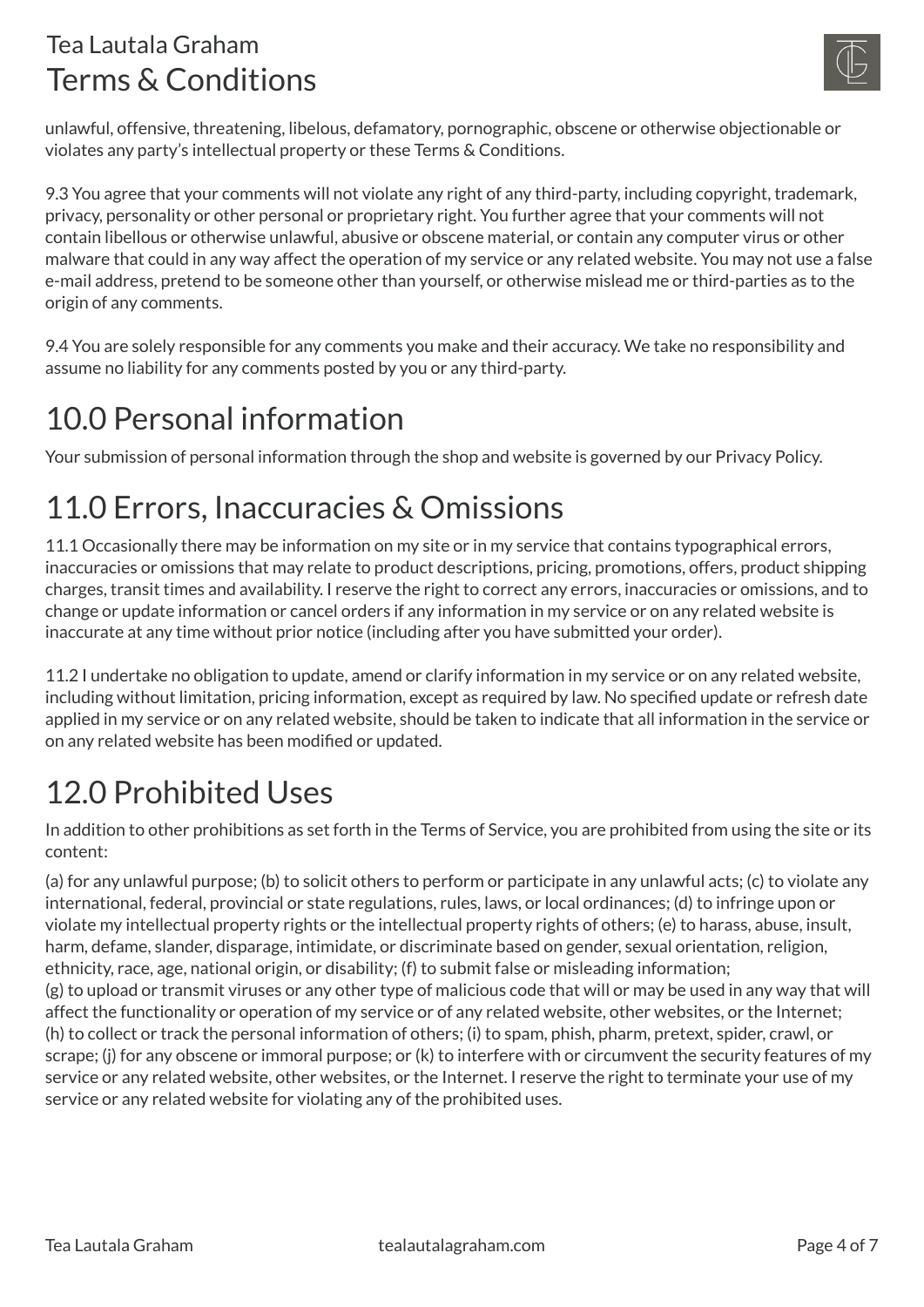unlawful, offensive, threatening, libelous, defamatory, pornographic, obscene or otherwise objectionable or violates any party's intellectual property or these Terms & Conditions.

9.3 You agree that your comments will not violate any right of any third-party, including copyright, trademark, privacy, personality or other personal or proprietary right. You further agree that your comments will not contain libellous or otherwise unlawful, abusive or obscene material, or contain any computer virus or other malware that could in any way affect the operation of my service or any related website. You may not use a false e-mail address, pretend to be someone other than yourself, or otherwise mislead me or third-parties as to the origin of any comments.

9.4 You are solely responsible for any comments you make and their accuracy. We take no responsibility and assume no liability for any comments posted by you or any third-party.

# 10.0 Personal information

Your submission of personal information through the shop and website is governed by our Privacy Policy.

# 11.0 Errors, Inaccuracies & Omissions

11.1 Occasionally there may be information on my site or in my service that contains typographical errors, inaccuracies or omissions that may relate to product descriptions, pricing, promotions, offers, product shipping charges, transit times and availability. I reserve the right to correct any errors, inaccuracies or omissions, and to change or update information or cancel orders if any information in my service or on any related website is inaccurate at any time without prior notice (including after you have submitted your order).

11.2 I undertake no obligation to update, amend or clarify information in my service or on any related website, including without limitation, pricing information, except as required by law. No specified update or refresh date applied in my service or on any related website, should be taken to indicate that all information in the service or on any related website has been modified or updated.

# 12.0 Prohibited Uses

In addition to other prohibitions as set forth in the Terms of Service, you are prohibited from using the site or its content:

(a) for any unlawful purpose; (b) to solicit others to perform or participate in any unlawful acts; (c) to violate any international, federal, provincial or state regulations, rules, laws, or local ordinances; (d) to infringe upon or violate my intellectual property rights or the intellectual property rights of others; (e) to harass, abuse, insult, harm, defame, slander, disparage, intimidate, or discriminate based on gender, sexual orientation, religion, ethnicity, race, age, national origin, or disability; (f) to submit false or misleading information;
(g) to upload or transmit viruses or any other type of malicious code that will or may be used in any way that will affect the functionality or operation of my service or of any related website, other websites, or the Internet;
(h) to collect or track the personal information of others; (i) to spam, phish, pharm, pretext, spider, crawl, or scrape; (j) for any obscene or immoral purpose; or (k) to interfere with or circumvent the security features of my service or any related website, other websites, or the Internet. I reserve the right to terminate your use of my service or any related website for violating any of the prohibited uses.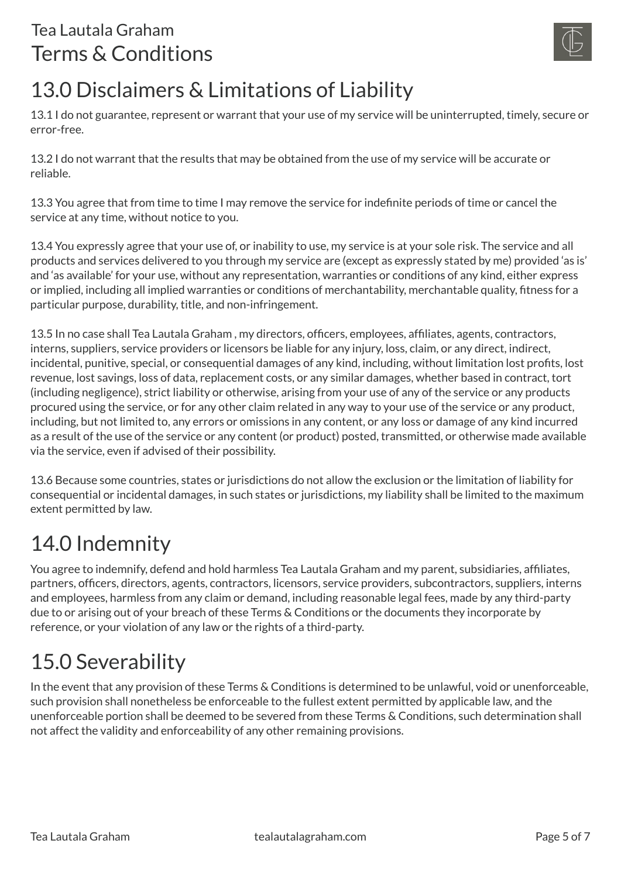## 13.0 Disclaimers & Limitations of Liability

13.1 I do not guarantee, represent or warrant that your use of my service will be uninterrupted, timely, secure or error-free.

13.2 I do not warrant that the results that may be obtained from the use of my service will be accurate or reliable.

13.3 You agree that from time to time I may remove the service for indefinite periods of time or cancel the service at any time, without notice to you.

13.4 You expressly agree that your use of, or inability to use, my service is at your sole risk. The service and all products and services delivered to you through my service are (except as expressly stated by me) provided 'as is' and 'as available' for your use, without any representation, warranties or conditions of any kind, either express or implied, including all implied warranties or conditions of merchantability, merchantable quality, fitness for a particular purpose, durability, title, and non-infringement.

13.5 In no case shall Tea Lautala Graham , my directors, officers, employees, affiliates, agents, contractors, interns, suppliers, service providers or licensors be liable for any injury, loss, claim, or any direct, indirect, incidental, punitive, special, or consequential damages of any kind, including, without limitation lost profits, lost revenue, lost savings, loss of data, replacement costs, or any similar damages, whether based in contract, tort (including negligence), strict liability or otherwise, arising from your use of any of the service or any products procured using the service, or for any other claim related in any way to your use of the service or any product, including, but not limited to, any errors or omissions in any content, or any loss or damage of any kind incurred as a result of the use of the service or any content (or product) posted, transmitted, or otherwise made available via the service, even if advised of their possibility.

13.6 Because some countries, states or jurisdictions do not allow the exclusion or the limitation of liability for consequential or incidental damages, in such states or jurisdictions, my liability shall be limited to the maximum extent permitted by law.

## 14.0 Indemnity

You agree to indemnify, defend and hold harmless Tea Lautala Graham and my parent, subsidiaries, affiliates, partners, officers, directors, agents, contractors, licensors, service providers, subcontractors, suppliers, interns and employees, harmless from any claim or demand, including reasonable legal fees, made by any third-party due to or arising out of your breach of these Terms & Conditions or the documents they incorporate by reference, or your violation of any law or the rights of a third-party.

## 15.0 Severability

In the event that any provision of these Terms & Conditions is determined to be unlawful, void or unenforceable, such provision shall nonetheless be enforceable to the fullest extent permitted by applicable law, and the unenforceable portion shall be deemed to be severed from these Terms & Conditions, such determination shall not affect the validity and enforceability of any other remaining provisions.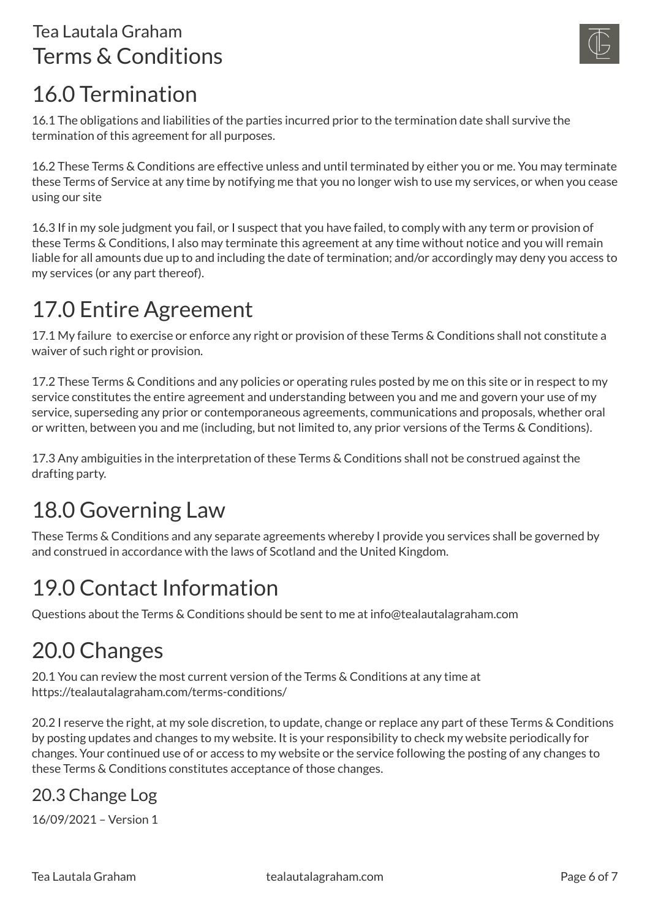## 16.0 Termination

16.1 The obligations and liabilities of the parties incurred prior to the termination date shall survive the termination of this agreement for all purposes.

16.2 These Terms & Conditions are effective unless and until terminated by either you or me. You may terminate these Terms of Service at any time by notifying me that you no longer wish to use my services, or when you cease using our site

16.3 If in my sole judgment you fail, or I suspect that you have failed, to comply with any term or provision of these Terms & Conditions, I also may terminate this agreement at any time without notice and you will remain liable for all amounts due up to and including the date of termination; and/or accordingly may deny you access to my services (or any part thereof).

## 17.0 Entire Agreement

17.1 My failure to exercise or enforce any right or provision of these Terms & Conditions shall not constitute a waiver of such right or provision.

17.2 These Terms & Conditions and any policies or operating rules posted by me on this site or in respect to my service constitutes the entire agreement and understanding between you and me and govern your use of my service, superseding any prior or contemporaneous agreements, communications and proposals, whether oral or written, between you and me (including, but not limited to, any prior versions of the Terms & Conditions).

17.3 Any ambiguities in the interpretation of these Terms & Conditions shall not be construed against the drafting party.

## 18.0 Governing Law

These Terms & Conditions and any separate agreements whereby I provide you services shall be governed by and construed in accordance with the laws of Scotland and the United Kingdom.

## 19.0 Contact Information

Questions about the Terms & Conditions should be sent to me at info@tealautalagraham.com

## 20.0 Changes

20.1 You can review the most current version of the Terms & Conditions at any time at https://tealautalagraham.com/terms-conditions/

20.2 I reserve the right, at my sole discretion, to update, change or replace any part of these Terms & Conditions by posting updates and changes to my website. It is your responsibility to check my website periodically for changes. Your continued use of or access to my website or the service following the posting of any changes to these Terms & Conditions constitutes acceptance of those changes.

### 20.3 Change Log

16/09/2021 – Version 1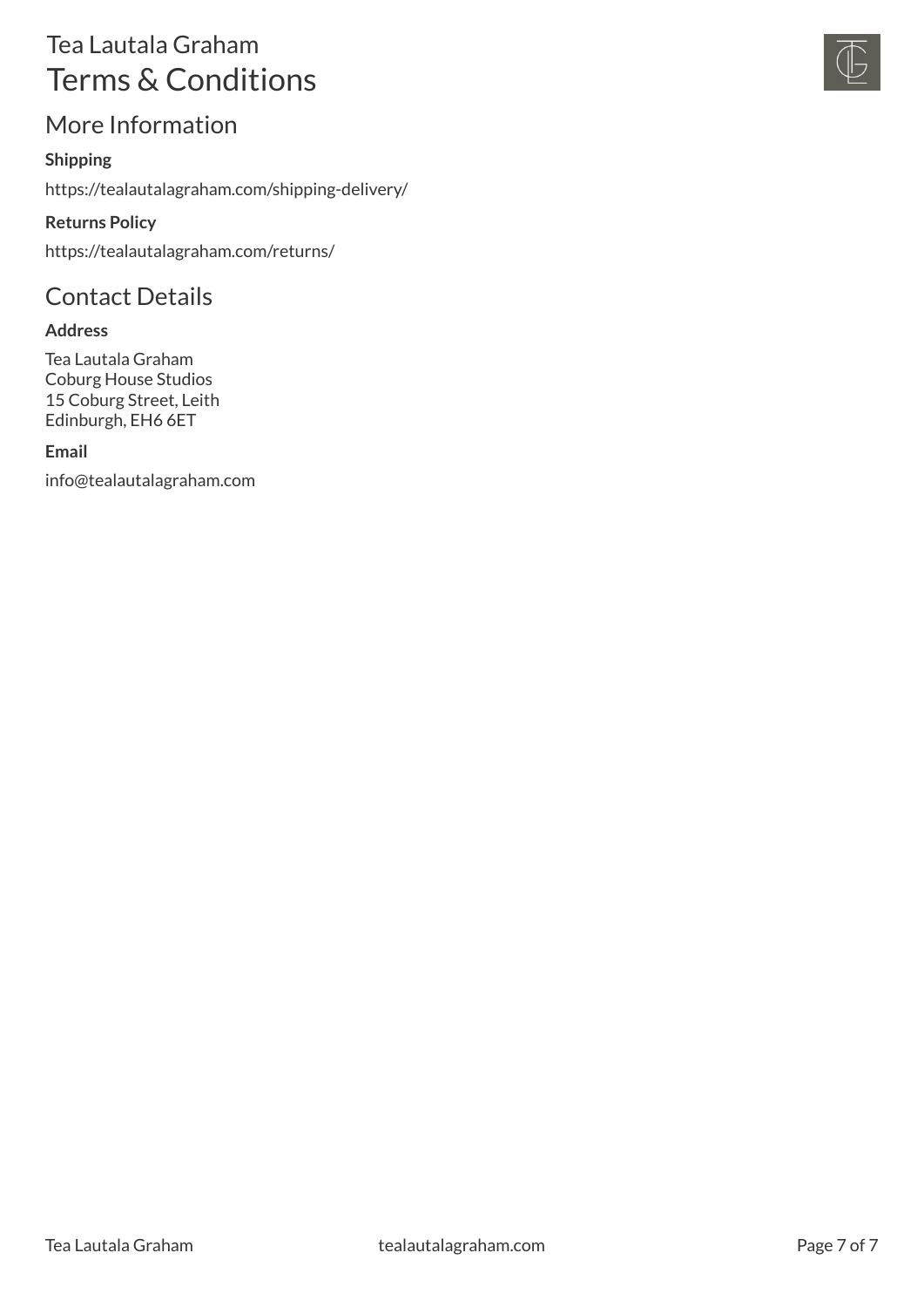## More Information

**Shipping**

https://tealautalagraham.com/shipping-delivery/

**Returns Policy**

https://tealautalagraham.com/returns/

## Contact Details

**Address**

Tea Lautala Graham
Coburg House Studios
15 Coburg Street, Leith
Edinburgh, EH6 6ET

**Email**

info@tealautalagraham.com